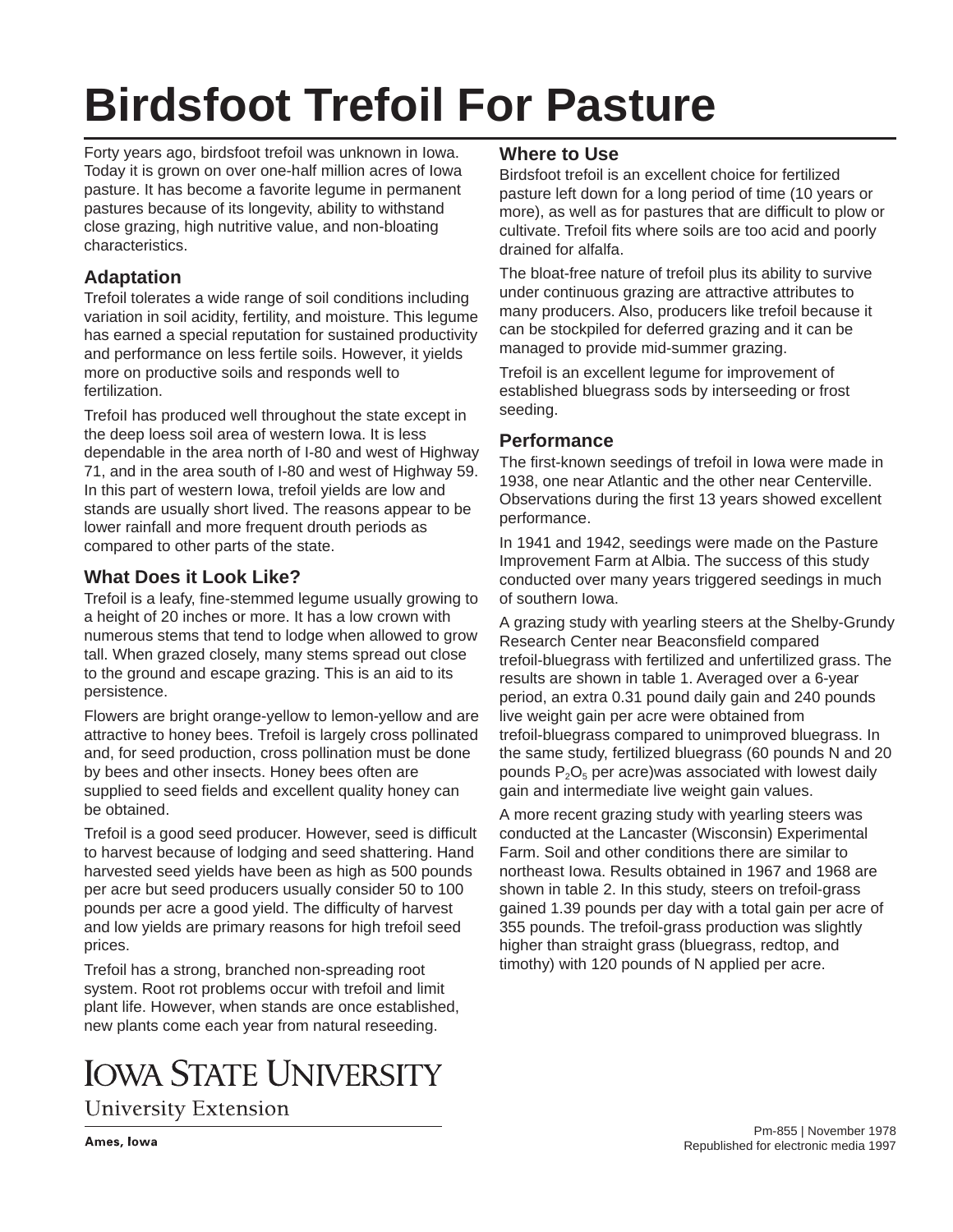# Birdsfoot Trefoil For Pasture

Forty years ago, birdsfoot trefoil was unknown in Iowa. Today it is grown on over one-half million acres of Iowa pasture. It has become a favorite legume in permanent pastures because of its longevity, ability to withstand close grazing, high nutritive value, and non-bloating characteristics.

## Adaptation

Trefoil tolerates a wide range of soil conditions including variation in soil acidity, fertility, and moisture. This legume has earned a special reputation for sustained productivity and performance on less fertile soils. However, it yields more on productive soils and responds well to fertilization.

Trefoil has produced well throughout the state except in the deep loess soil area of western Iowa. It is less dependable in the area north of I-80 and west of Highway 71, and in the area south of I-80 and west of Highway 59. In this part of western Iowa, trefoil yields are low and stands are usually short lived. The reasons appear to be lower rainfall and more frequent drouth periods as compared to other parts of the state.

## What Does it Look Like?

Trefoil is a leafy, fine-stemmed legume usually growing to a height of 20 inches or more. It has a low crown with numerous stems that tend to lodge when allowed to grow tall. When grazed closely, many stems spread out close to the ground and escape grazing. This is an aid to its persistence.

Flowers are bright orange-yellow to lemon-yellow and are attractive to honey bees. Trefoil is largely cross pollinated and, for seed production, cross pollination must be done by bees and other insects. Honey bees often are supplied to seed fields and excellent quality honey can be obtained.

Trefoil is a good seed producer. However, seed is difficult to harvest because of lodging and seed shattering. Hand harvested seed yields have been as high as 500 pounds per acre but seed producers usually consider 50 to 100 pounds per acre a good yield. The difficulty of harvest and low yields are primary reasons for high trefoil seed prices.

Trefoil has a strong, branched non-spreading root system. Root rot problems occur with trefoil and limit plant life. However, when stands are once established, new plants come each year from natural reseeding.

## Where to Use

Birdsfoot trefoil is an excellent choice for fertilized pasture left down for a long period of time (10 years or more), as well as for pastures that are difficult to plow or cultivate. Trefoil fits where soils are too acid and poorly drained for alfalfa.

The bloat-free nature of trefoil plus its ability to survive under continuous grazing are attractive attributes to many producers. Also, producers like trefoil because it can be stockpiled for deferred grazing and it can be managed to provide mid-summer grazing.

Trefoil is an excellent legume for improvement of established bluegrass sods by interseeding or frost seeding.

## Performance

The first-known seedings of trefoil in Iowa were made in 1938, one near Atlantic and the other near Centerville. Observations during the first 13 years showed excellent performance.

In 1941 and 1942, seedings were made on the Pasture Improvement Farm at Albia. The success of this study conducted over many years triggered seedings in much of southern Iowa.

A grazing study with yearling steers at the Shelby-Grundy Research Center near Beaconsfield compared trefoil-bluegrass with fertilized and unfertilized grass. The results are shown in table 1. Averaged over a 6-year period, an extra 0.31 pound daily gain and 240 pounds live weight gain per acre were obtained from trefoil-bluegrass compared to unimproved bluegrass. In the same study, fertilized bluegrass (60 pounds N and 20 pounds $P_2O_5$ per acre)was associated with lowest daily gain and intermediate live weight gain values.

A more recent grazing study with yearling steers was conducted at the Lancaster (Wisconsin) Experimental Farm. Soil and other conditions there are similar to northeast Iowa. Results obtained in 1967 and 1968 are shown in table 2. In this study, steers on trefoil-grass gained 1.39 pounds per day with a total gain per acre of 355 pounds. The trefoil-grass production was slightly higher than straight grass (bluegrass, redtop, and timothy) with 120 pounds of N applied per acre.

IOWA STATE UNIVERSITY
University Extension
Ames, Iowa

Pm-855 | November 1978
Republished for electronic media 1997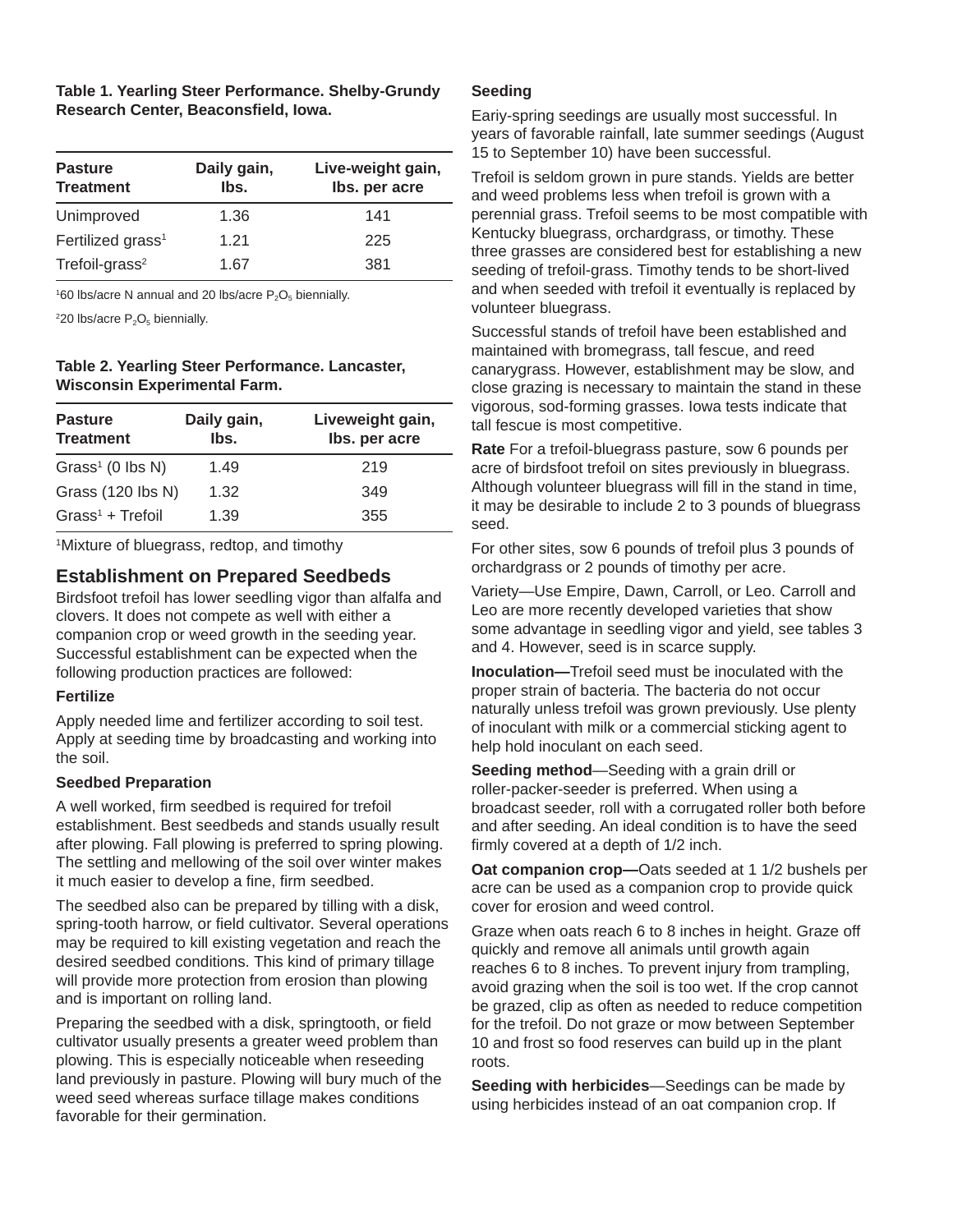**Table 1. Yearling Steer Performance. Shelby-Grundy Research Center, Beaconsfield, Iowa.**

| Pasture Treatment | Daily gain, lbs. | Live-weight gain, lbs. per acre |
|---|---|---|
| Unimproved | 1.36 | 141 |
| Fertilized grass[1] | 1.21 | 225 |
| Trefoil-grass[2] | 1.67 | 381 |

[1]60 lbs/acre N annual and 20 lbs/acre $P_2O_5$ biennially.

[2]20 lbs/acre $P_2O_5$ biennially.

**Table 2. Yearling Steer Performance. Lancaster, Wisconsin Experimental Farm.**

| Pasture Treatment | Daily gain, lbs. | Liveweight gain, lbs. per acre |
|---|---|---|
| Grass[1] (0 lbs N) | 1.49 | 219 |
| Grass (120 lbs N) | 1.32 | 349 |
| Grass[1] + Trefoil | 1.39 | 355 |

[1]Mixture of bluegrass, redtop, and timothy

## Establishment on Prepared Seedbeds

Birdsfoot trefoil has lower seedling vigor than alfalfa and clovers. It does not compete as well with either a companion crop or weed growth in the seeding year. Successful establishment can be expected when the following production practices are followed:

### Fertilize

Apply needed lime and fertilizer according to soil test. Apply at seeding time by broadcasting and working into the soil.

### Seedbed Preparation

A well worked, firm seedbed is required for trefoil establishment. Best seedbeds and stands usually result after plowing. Fall plowing is preferred to spring plowing. The settling and mellowing of the soil over winter makes it much easier to develop a fine, firm seedbed.

The seedbed also can be prepared by tilling with a disk, spring-tooth harrow, or field cultivator. Several operations may be required to kill existing vegetation and reach the desired seedbed conditions. This kind of primary tillage will provide more protection from erosion than plowing and is important on rolling land.

Preparing the seedbed with a disk, springtooth, or field cultivator usually presents a greater weed problem than plowing. This is especially noticeable when reseeding land previously in pasture. Plowing will bury much of the weed seed whereas surface tillage makes conditions favorable for their germination.

### Seeding

Eariy-spring seedings are usually most successful. In years of favorable rainfall, late summer seedings (August 15 to September 10) have been successful.

Trefoil is seldom grown in pure stands. Yields are better and weed problems less when trefoil is grown with a perennial grass. Trefoil seems to be most compatible with Kentucky bluegrass, orchardgrass, or timothy. These three grasses are considered best for establishing a new seeding of trefoil-grass. Timothy tends to be short-lived and when seeded with trefoil it eventually is replaced by volunteer bluegrass.

Successful stands of trefoil have been established and maintained with bromegrass, tall fescue, and reed canarygrass. However, establishment may be slow, and close grazing is necessary to maintain the stand in these vigorous, sod-forming grasses. Iowa tests indicate that tall fescue is most competitive.

**Rate** For a trefoil-bluegrass pasture, sow 6 pounds per acre of birdsfoot trefoil on sites previously in bluegrass. Although volunteer bluegrass will fill in the stand in time, it may be desirable to include 2 to 3 pounds of bluegrass seed.

For other sites, sow 6 pounds of trefoil plus 3 pounds of orchardgrass or 2 pounds of timothy per acre.

Variety—Use Empire, Dawn, Carroll, or Leo. Carroll and Leo are more recently developed varieties that show some advantage in seedling vigor and yield, see tables 3 and 4. However, seed is in scarce supply.

**Inoculation—**Trefoil seed must be inoculated with the proper strain of bacteria. The bacteria do not occur naturally unless trefoil was grown previously. Use plenty of inoculant with milk or a commercial sticking agent to help hold inoculant on each seed.

**Seeding method**—Seeding with a grain drill or roller-packer-seeder is preferred. When using a broadcast seeder, roll with a corrugated roller both before and after seeding. An ideal condition is to have the seed firmly covered at a depth of 1/2 inch.

**Oat companion crop—**Oats seeded at 1 1/2 bushels per acre can be used as a companion crop to provide quick cover for erosion and weed control.

Graze when oats reach 6 to 8 inches in height. Graze off quickly and remove all animals until growth again reaches 6 to 8 inches. To prevent injury from trampling, avoid grazing when the soil is too wet. If the crop cannot be grazed, clip as often as needed to reduce competition for the trefoil. Do not graze or mow between September 10 and frost so food reserves can build up in the plant roots.

**Seeding with herbicides**—Seedings can be made by using herbicides instead of an oat companion crop. If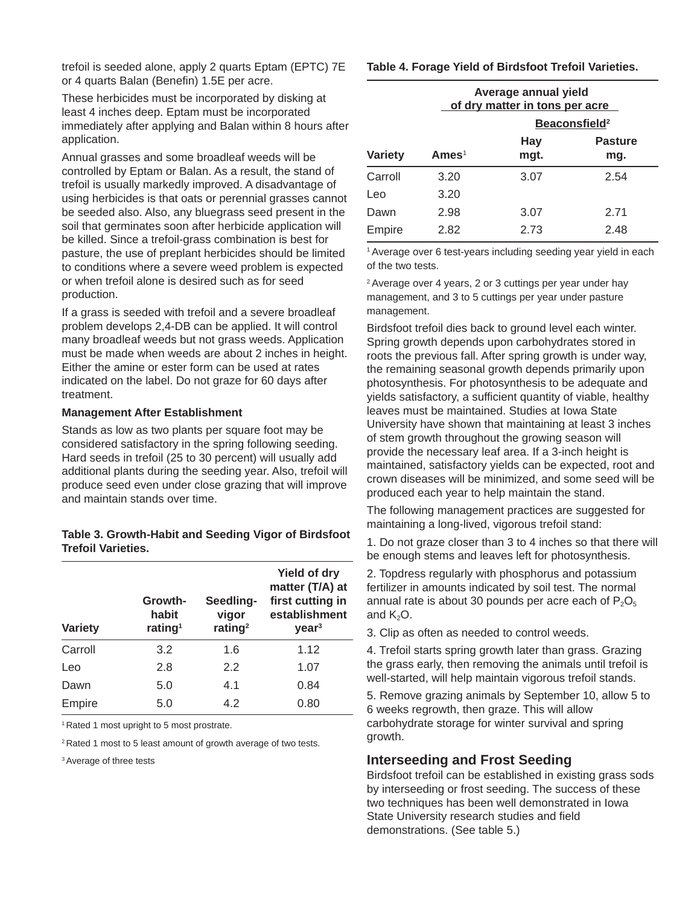trefoil is seeded alone, apply 2 quarts Eptam (EPTC) 7E or 4 quarts Balan (Benefin) 1.5E per acre.

These herbicides must be incorporated by disking at least 4 inches deep. Eptam must be incorporated immediately after applying and Balan within 8 hours after application.

Annual grasses and some broadleaf weeds will be controlled by Eptam or Balan. As a result, the stand of trefoil is usually markedly improved. A disadvantage of using herbicides is that oats or perennial grasses cannot be seeded also. Also, any bluegrass seed present in the soil that germinates soon after herbicide application will be killed. Since a trefoil-grass combination is best for pasture, the use of preplant herbicides should be limited to conditions where a severe weed problem is expected or when trefoil alone is desired such as for seed production.

If a grass is seeded with trefoil and a severe broadleaf problem develops 2,4-DB can be applied. It will control many broadleaf weeds but not grass weeds. Application must be made when weeds are about 2 inches in height. Either the amine or ester form can be used at rates indicated on the label. Do not graze for 60 days after treatment.

### Management After Establishment

Stands as low as two plants per square foot may be considered satisfactory in the spring following seeding. Hard seeds in trefoil (25 to 30 percent) will usually add additional plants during the seeding year. Also, trefoil will produce seed even under close grazing that will improve and maintain stands over time.

**Table 3. Growth-Habit and Seeding Vigor of Birdsfoot Trefoil Varieties.**

| Variety | Growth-habit rating[1] | Seedling-vigor rating[2] | Yield of dry matter (T/A) at first cutting in establishment year[3] |
|---|---|---|---|
| Carroll | 3.2 | 1.6 | 1.12 |
| Leo | 2.8 | 2.2 | 1.07 |
| Dawn | 5.0 | 4.1 | 0.84 |
| Empire | 5.0 | 4.2 | 0.80 |

[1] Rated 1 most upright to 5 most prostrate.

[2] Rated 1 most to 5 least amount of growth average of two tests.

[3] Average of three tests

**Table 4. Forage Yield of Birdsfoot Trefoil Varieties.**

| | Average annual yield of dry matter in tons per acre | | |
|---|---|---|---|
| | | Beaconsfield[2] | |
| Variety | Ames[1] | Hay mgt. | Pasture mg. |
| Carroll | 3.20 | 3.07 | 2.54 |
| Leo | 3.20 | | |
| Dawn | 2.98 | 3.07 | 2.71 |
| Empire | 2.82 | 2.73 | 2.48 |

[1] Average over 6 test-years including seeding year yield in each of the two tests.

[2] Average over 4 years, 2 or 3 cuttings per year under hay management, and 3 to 5 cuttings per year under pasture management.

Birdsfoot trefoil dies back to ground level each winter. Spring growth depends upon carbohydrates stored in roots the previous fall. After spring growth is under way, the remaining seasonal growth depends primarily upon photosynthesis. For photosynthesis to be adequate and yields satisfactory, a sufficient quantity of viable, healthy leaves must be maintained. Studies at Iowa State University have shown that maintaining at least 3 inches of stem growth throughout the growing season will provide the necessary leaf area. If a 3-inch height is maintained, satisfactory yields can be expected, root and crown diseases will be minimized, and some seed will be produced each year to help maintain the stand.

The following management practices are suggested for maintaining a long-lived, vigorous trefoil stand:

1. Do not graze closer than 3 to 4 inches so that there will be enough stems and leaves left for photosynthesis.

2. Topdress regularly with phosphorus and potassium fertilizer in amounts indicated by soil test. The normal annual rate is about 30 pounds per acre each of $P_2O_5$ and $K_2O$.

3. Clip as often as needed to control weeds.

4. Trefoil starts spring growth later than grass. Grazing the grass early, then removing the animals until trefoil is well-started, will help maintain vigorous trefoil stands.

5. Remove grazing animals by September 10, allow 5 to 6 weeks regrowth, then graze. This will allow carbohydrate storage for winter survival and spring growth.

## Interseeding and Frost Seeding

Birdsfoot trefoil can be established in existing grass sods by interseeding or frost seeding. The success of these two techniques has been well demonstrated in Iowa State University research studies and field demonstrations. (See table 5.)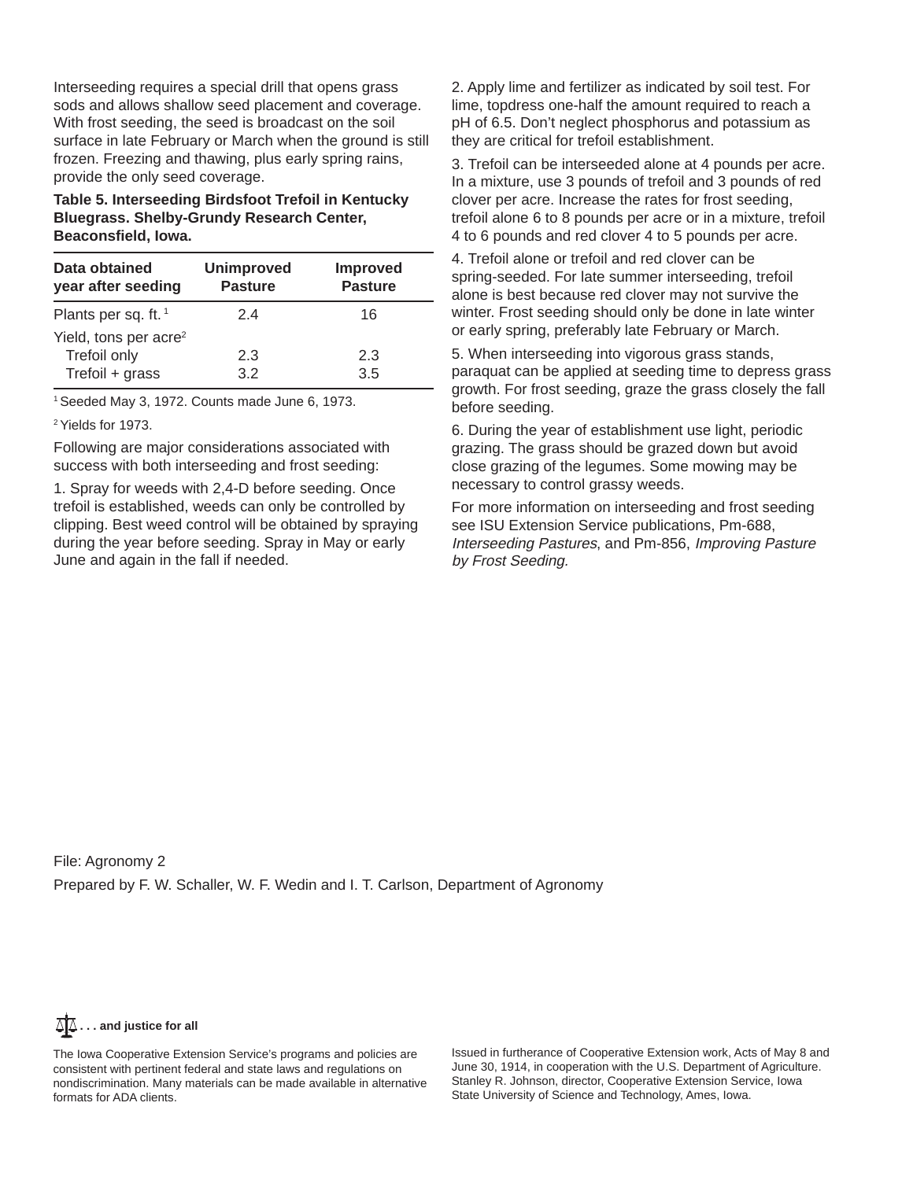Interseeding requires a special drill that opens grass sods and allows shallow seed placement and coverage. With frost seeding, the seed is broadcast on the soil surface in late February or March when the ground is still frozen. Freezing and thawing, plus early spring rains, provide the only seed coverage.

**Table 5. Interseeding Birdsfoot Trefoil in Kentucky Bluegrass. Shelby-Grundy Research Center, Beaconsfield, Iowa.**

| Data obtained year after seeding | Unimproved Pasture | Improved Pasture |
|---|---|---|
| Plants per sq. ft. [1] | 2.4 | 16 |
| Yield, tons per acre[2] | | |
| Trefoil only | 2.3 | 2.3 |
| Trefoil + grass | 3.2 | 3.5 |

[1] Seeded May 3, 1972. Counts made June 6, 1973.

[2] Yields for 1973.

Following are major considerations associated with success with both interseeding and frost seeding:

1. Spray for weeds with 2,4-D before seeding. Once trefoil is established, weeds can only be controlled by clipping. Best weed control will be obtained by spraying during the year before seeding. Spray in May or early June and again in the fall if needed.

2. Apply lime and fertilizer as indicated by soil test. For lime, topdress one-half the amount required to reach a pH of 6.5. Don't neglect phosphorus and potassium as they are critical for trefoil establishment.

3. Trefoil can be interseeded alone at 4 pounds per acre. In a mixture, use 3 pounds of trefoil and 3 pounds of red clover per acre. Increase the rates for frost seeding, trefoil alone 6 to 8 pounds per acre or in a mixture, trefoil 4 to 6 pounds and red clover 4 to 5 pounds per acre.

4. Trefoil alone or trefoil and red clover can be spring-seeded. For late summer interseeding, trefoil alone is best because red clover may not survive the winter. Frost seeding should only be done in late winter or early spring, preferably late February or March.

5. When interseeding into vigorous grass stands, paraquat can be applied at seeding time to depress grass growth. For frost seeding, graze the grass closely the fall before seeding.

6. During the year of establishment use light, periodic grazing. The grass should be grazed down but avoid close grazing of the legumes. Some mowing may be necessary to control grassy weeds.

For more information on interseeding and frost seeding see ISU Extension Service publications, Pm-688, *Interseeding Pastures*, and Pm-856, *Improving Pasture by Frost Seeding.*

File: Agronomy 2

Prepared by F. W. Schaller, W. F. Wedin and I. T. Carlson, Department of Agronomy

**. . . and justice for all**

The Iowa Cooperative Extension Service's programs and policies are consistent with pertinent federal and state laws and regulations on nondiscrimination. Many materials can be made available in alternative formats for ADA clients.

Issued in furtherance of Cooperative Extension work, Acts of May 8 and June 30, 1914, in cooperation with the U.S. Department of Agriculture. Stanley R. Johnson, director, Cooperative Extension Service, Iowa State University of Science and Technology, Ames, Iowa.